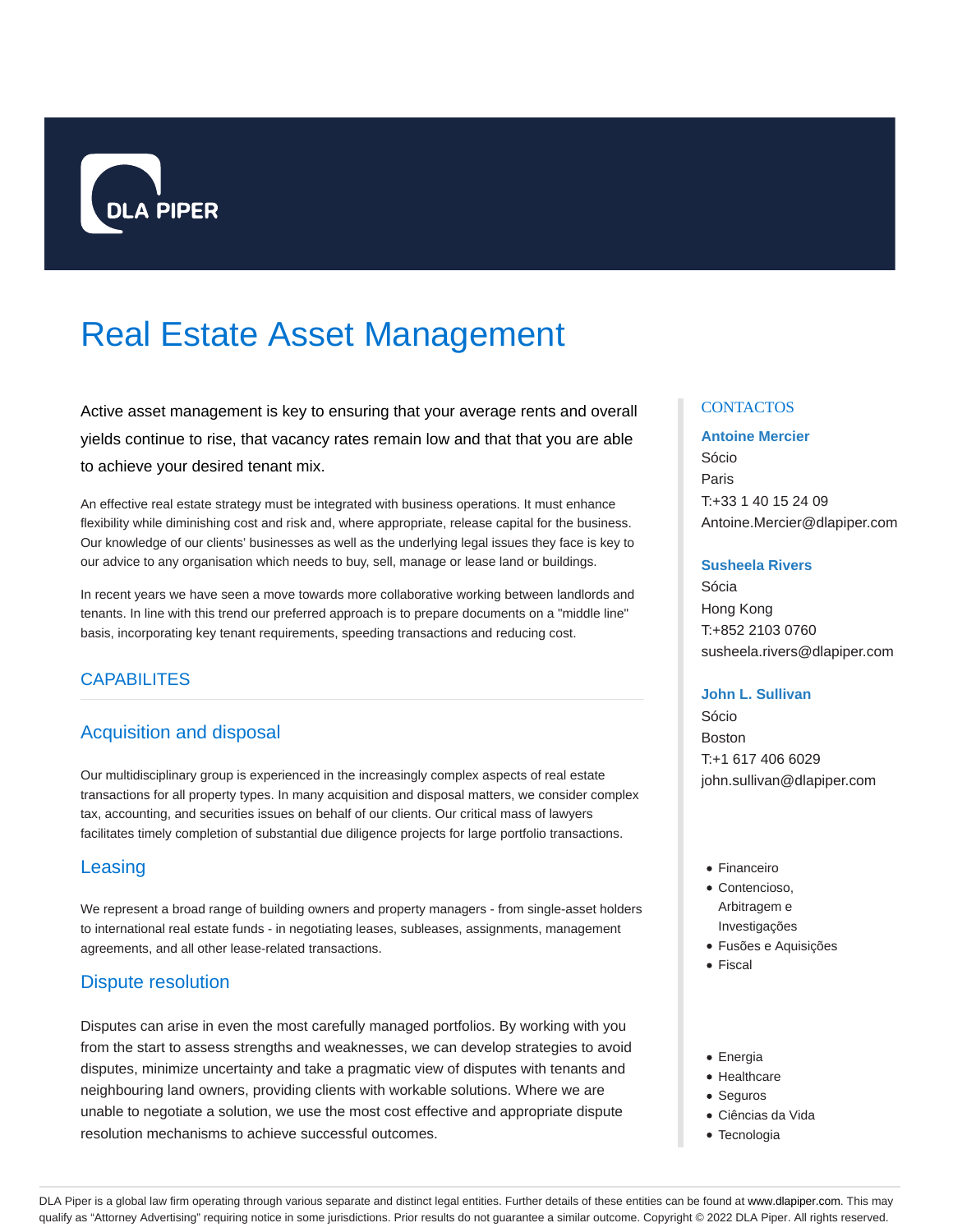DLA PIPER

# Real Estate Asset Management

Active asset management is key to ensuring that your average rents and overall yields continue to rise, that vacancy rates remain low and that that you are able to achieve your desired tenant mix.

An effective real estate strategy must be integrated with business operations. It must enhance flexibility while diminishing cost and risk and, where appropriate, release capital for the business. Our knowledge of our clients' businesses as well as the underlying legal issues they face is key to our advice to any organisation which needs to buy, sell, manage or lease land or buildings.

In recent years we have seen a move towards more collaborative working between landlords and tenants. In line with this trend our preferred approach is to prepare documents on a "middle line" basis, incorporating key tenant requirements, speeding transactions and reducing cost.

## CAPABILITES

### Acquisition and disposal

Our multidisciplinary group is experienced in the increasingly complex aspects of real estate transactions for all property types. In many acquisition and disposal matters, we consider complex tax, accounting, and securities issues on behalf of our clients. Our critical mass of lawyers facilitates timely completion of substantial due diligence projects for large portfolio transactions.

### Leasing

We represent a broad range of building owners and property managers - from single-asset holders to international real estate funds - in negotiating leases, subleases, assignments, management agreements, and all other lease-related transactions.

### Dispute resolution

Disputes can arise in even the most carefully managed portfolios. By working with you from the start to assess strengths and weaknesses, we can develop strategies to avoid disputes, minimize uncertainty and take a pragmatic view of disputes with tenants and neighbouring land owners, providing clients with workable solutions. Where we are unable to negotiate a solution, we use the most cost effective and appropriate dispute resolution mechanisms to achieve successful outcomes.

## CONTACTOS

**Antoine Mercier**
Sócio
Paris
T:+33 1 40 15 24 09
Antoine.Mercier@dlapiper.com

**Susheela Rivers**
Sócia
Hong Kong
T:+852 2103 0760
susheela.rivers@dlapiper.com

**John L. Sullivan**
Sócio
Boston
T:+1 617 406 6029
john.sullivan@dlapiper.com

- Financeiro
- Contencioso, Arbitragem e Investigações
- Fusões e Aquisições
- Fiscal

- Energia
- Healthcare
- Seguros
- Ciências da Vida
- Tecnologia

DLA Piper is a global law firm operating through various separate and distinct legal entities. Further details of these entities can be found at www.dlapiper.com. This may qualify as "Attorney Advertising" requiring notice in some jurisdictions. Prior results do not guarantee a similar outcome. Copyright © 2022 DLA Piper. All rights reserved.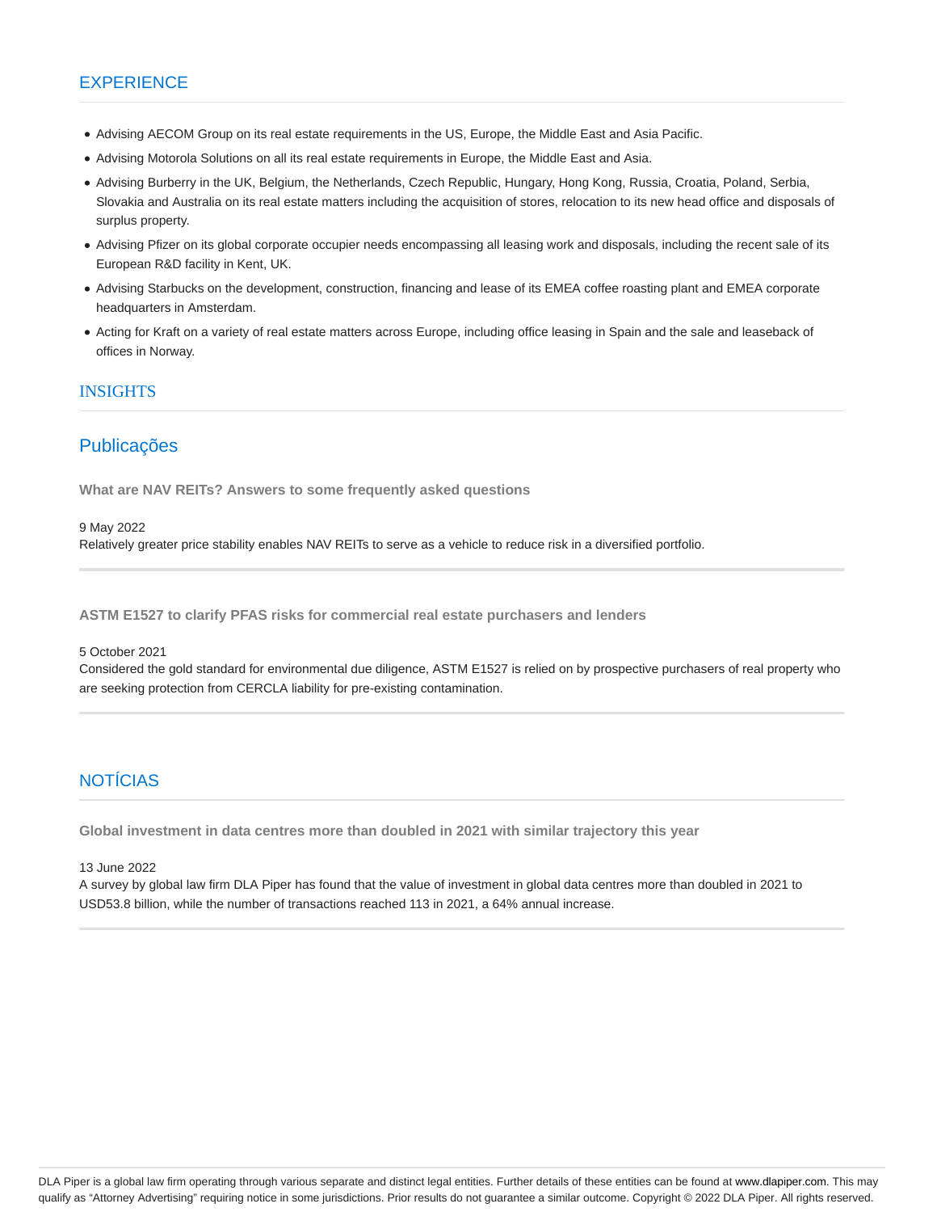## EXPERIENCE

- Advising AECOM Group on its real estate requirements in the US, Europe, the Middle East and Asia Pacific.
- Advising Motorola Solutions on all its real estate requirements in Europe, the Middle East and Asia.
- Advising Burberry in the UK, Belgium, the Netherlands, Czech Republic, Hungary, Hong Kong, Russia, Croatia, Poland, Serbia, Slovakia and Australia on its real estate matters including the acquisition of stores, relocation to its new head office and disposals of surplus property.
- Advising Pfizer on its global corporate occupier needs encompassing all leasing work and disposals, including the recent sale of its European R&D facility in Kent, UK.
- Advising Starbucks on the development, construction, financing and lease of its EMEA coffee roasting plant and EMEA corporate headquarters in Amsterdam.
- Acting for Kraft on a variety of real estate matters across Europe, including office leasing in Spain and the sale and leaseback of offices in Norway.

## INSIGHTS

### Publicações

**What are NAV REITs? Answers to some frequently asked questions**

9 May 2022
Relatively greater price stability enables NAV REITs to serve as a vehicle to reduce risk in a diversified portfolio.

**ASTM E1527 to clarify PFAS risks for commercial real estate purchasers and lenders**

5 October 2021
Considered the gold standard for environmental due diligence, ASTM E1527 is relied on by prospective purchasers of real property who are seeking protection from CERCLA liability for pre-existing contamination.

## NOTÍCIAS

**Global investment in data centres more than doubled in 2021 with similar trajectory this year**

13 June 2022
A survey by global law firm DLA Piper has found that the value of investment in global data centres more than doubled in 2021 to USD53.8 billion, while the number of transactions reached 113 in 2021, a 64% annual increase.

DLA Piper is a global law firm operating through various separate and distinct legal entities. Further details of these entities can be found at www.dlapiper.com. This may qualify as "Attorney Advertising" requiring notice in some jurisdictions. Prior results do not guarantee a similar outcome. Copyright © 2022 DLA Piper. All rights reserved.